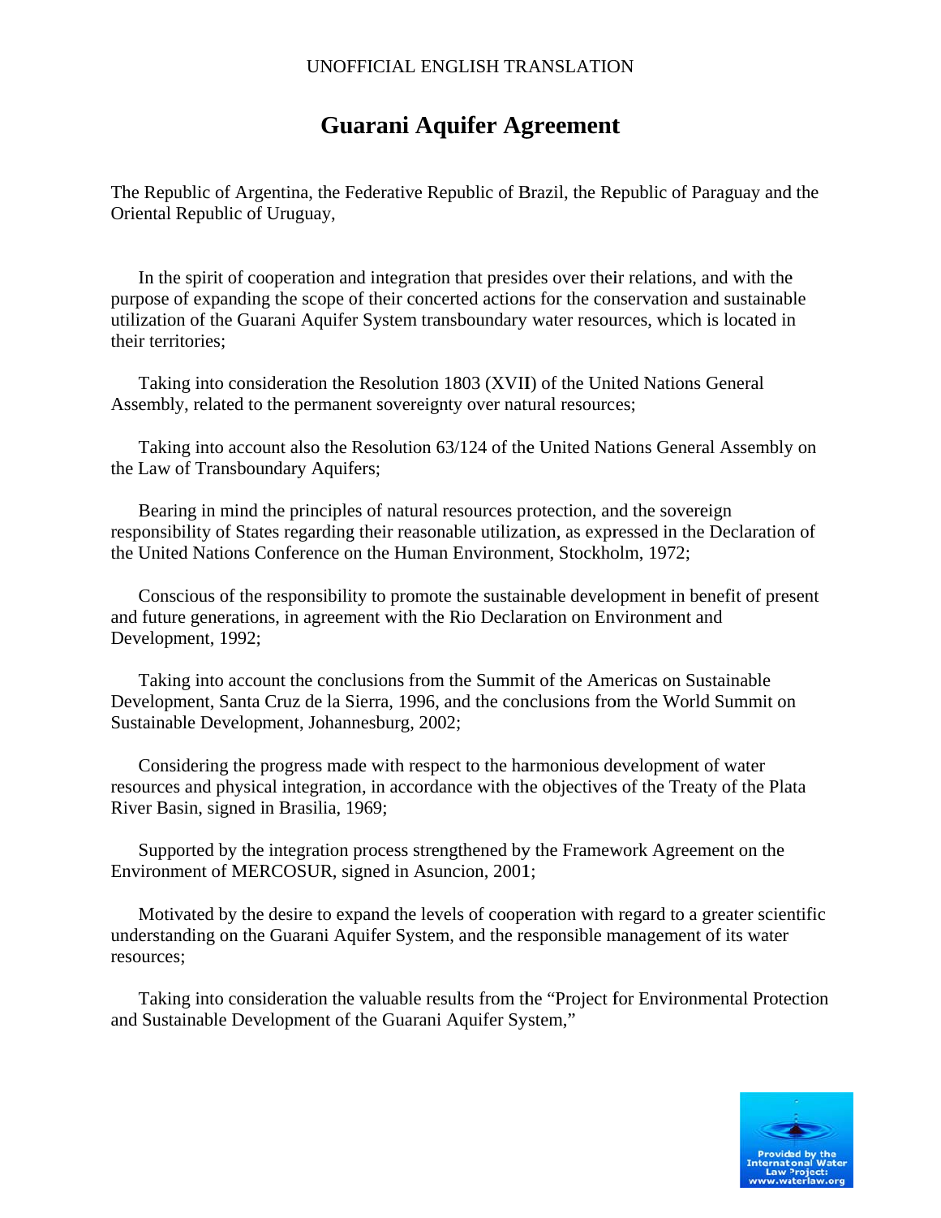UNOFFICIAL ENGLISH TRANSLATION

# Guarani Aquifer Agreement

The Republic of Argentina, the Federative Republic of Brazil, the Republic of Paraguay and the Oriental Republic of Uruguay,

In the spirit of cooperation and integration that presides over their relations, and with the purpose of expanding the scope of their concerted actions for the conservation and sustainable utilization of the Guarani Aquifer System transboundary water resources, which is located in their territories;

Taking into consideration the Resolution 1803 (XVII) of the United Nations General Assembly, related to the permanent sovereignty over natural resources;

Taking into account also the Resolution 63/124 of the United Nations General Assembly on the Law of Transboundary Aquifers;

Bearing in mind the principles of natural resources protection, and the sovereign responsibility of States regarding their reasonable utilization, as expressed in the Declaration of the United Nations Conference on the Human Environment, Stockholm, 1972;

Conscious of the responsibility to promote the sustainable development in benefit of present and future generations, in agreement with the Rio Declaration on Environment and Development, 1992;

Taking into account the conclusions from the Summit of the Americas on Sustainable Development, Santa Cruz de la Sierra, 1996, and the conclusions from the World Summit on Sustainable Development, Johannesburg, 2002;

Considering the progress made with respect to the harmonious development of water resources and physical integration, in accordance with the objectives of the Treaty of the Plata River Basin, signed in Brasilia, 1969;

Supported by the integration process strengthened by the Framework Agreement on the Environment of MERCOSUR, signed in Asuncion, 2001;

Motivated by the desire to expand the levels of cooperation with regard to a greater scientific understanding on the Guarani Aquifer System, and the responsible management of its water resources;

Taking into consideration the valuable results from the "Project for Environmental Protection and Sustainable Development of the Guarani Aquifer System,"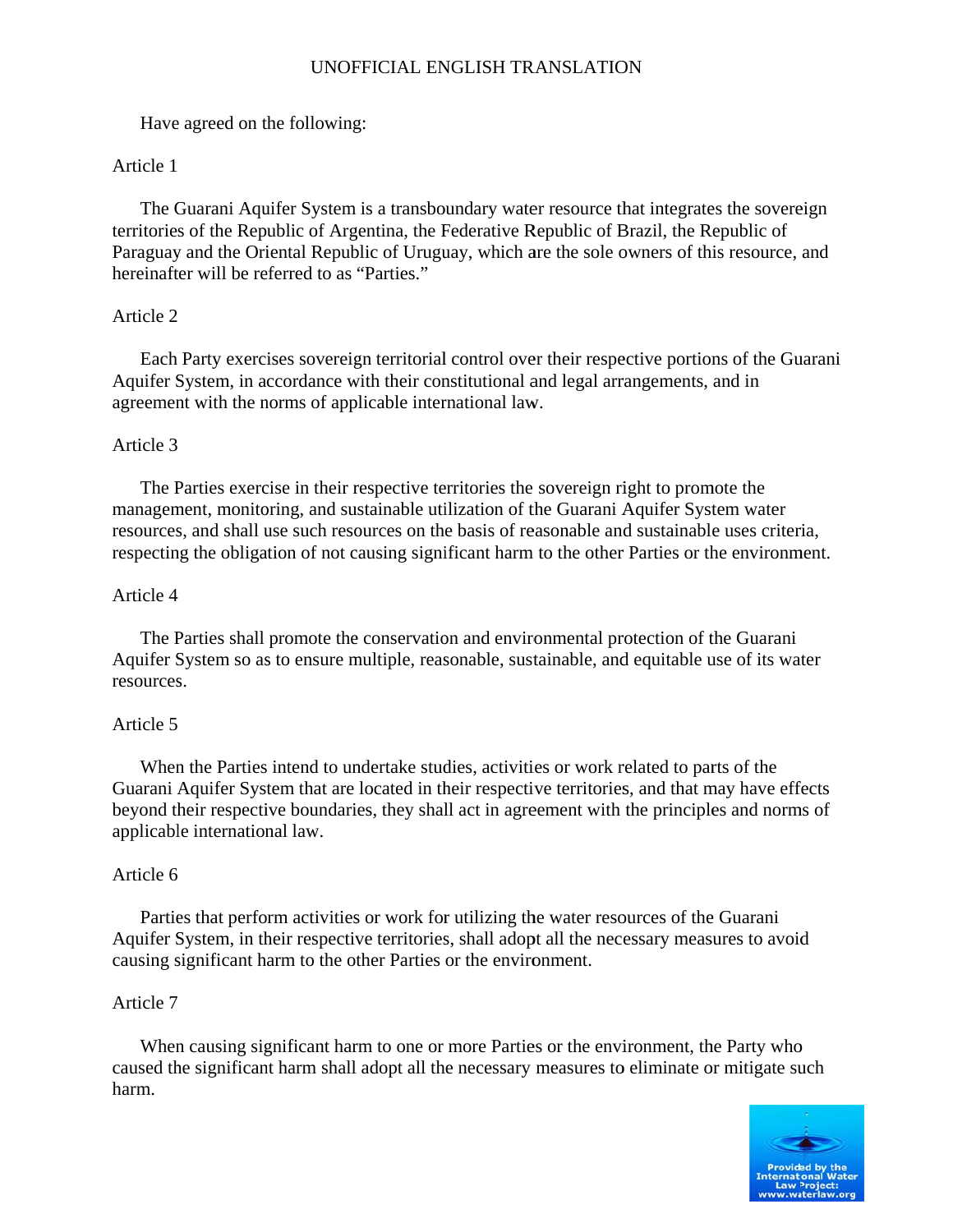Have agreed on the following:

Article 1

The Guarani Aquifer System is a transboundary water resource that integrates the sovereign territories of the Republic of Argentina, the Federative Republic of Brazil, the Republic of Paraguay and the Oriental Republic of Uruguay, which are the sole owners of this resource, and hereinafter will be referred to as "Parties."

Article 2

Each Party exercises sovereign territorial control over their respective portions of the Guarani Aquifer System, in accordance with their constitutional and legal arrangements, and in agreement with the norms of applicable international law.

Article 3

The Parties exercise in their respective territories the sovereign right to promote the management, monitoring, and sustainable utilization of the Guarani Aquifer System water resources, and shall use such resources on the basis of reasonable and sustainable uses criteria, respecting the obligation of not causing significant harm to the other Parties or the environment.

Article 4

The Parties shall promote the conservation and environmental protection of the Guarani Aquifer System so as to ensure multiple, reasonable, sustainable, and equitable use of its water resources.

Article 5

When the Parties intend to undertake studies, activities or work related to parts of the Guarani Aquifer System that are located in their respective territories, and that may have effects beyond their respective boundaries, they shall act in agreement with the principles and norms of applicable international law.

Article 6

Parties that perform activities or work for utilizing the water resources of the Guarani Aquifer System, in their respective territories, shall adopt all the necessary measures to avoid causing significant harm to the other Parties or the environment.

Article 7

When causing significant harm to one or more Parties or the environment, the Party who caused the significant harm shall adopt all the necessary measures to eliminate or mitigate such harm.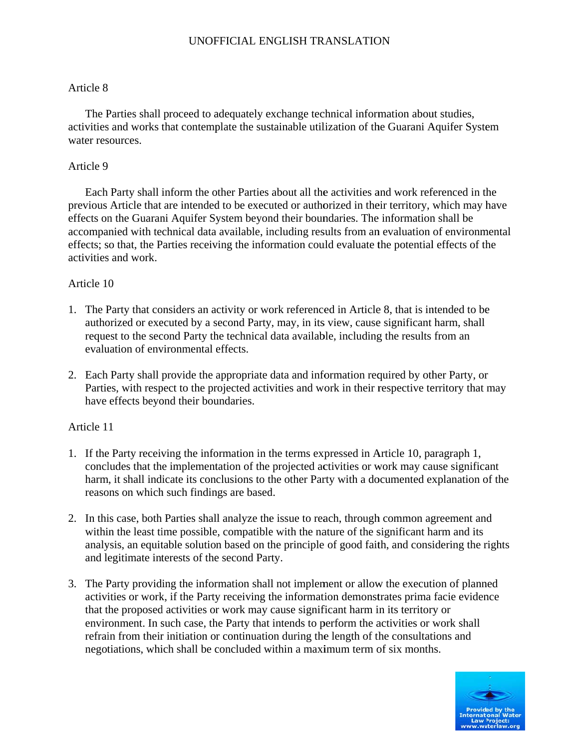Article 8

The Parties shall proceed to adequately exchange technical information about studies, activities and works that contemplate the sustainable utilization of the Guarani Aquifer System water resources.

Article 9

Each Party shall inform the other Parties about all the activities and work referenced in the previous Article that are intended to be executed or authorized in their territory, which may have effects on the Guarani Aquifer System beyond their boundaries. The information shall be accompanied with technical data available, including results from an evaluation of environmental effects; so that, the Parties receiving the information could evaluate the potential effects of the activities and work.

Article 10

1. The Party that considers an activity or work referenced in Article 8, that is intended to be authorized or executed by a second Party, may, in its view, cause significant harm, shall request to the second Party the technical data available, including the results from an evaluation of environmental effects.

2. Each Party shall provide the appropriate data and information required by other Party, or Parties, with respect to the projected activities and work in their respective territory that may have effects beyond their boundaries.

Article 11

1. If the Party receiving the information in the terms expressed in Article 10, paragraph 1, concludes that the implementation of the projected activities or work may cause significant harm, it shall indicate its conclusions to the other Party with a documented explanation of the reasons on which such findings are based.

2. In this case, both Parties shall analyze the issue to reach, through common agreement and within the least time possible, compatible with the nature of the significant harm and its analysis, an equitable solution based on the principle of good faith, and considering the rights and legitimate interests of the second Party.

3. The Party providing the information shall not implement or allow the execution of planned activities or work, if the Party receiving the information demonstrates prima facie evidence that the proposed activities or work may cause significant harm in its territory or environment. In such case, the Party that intends to perform the activities or work shall refrain from their initiation or continuation during the length of the consultations and negotiations, which shall be concluded within a maximum term of six months.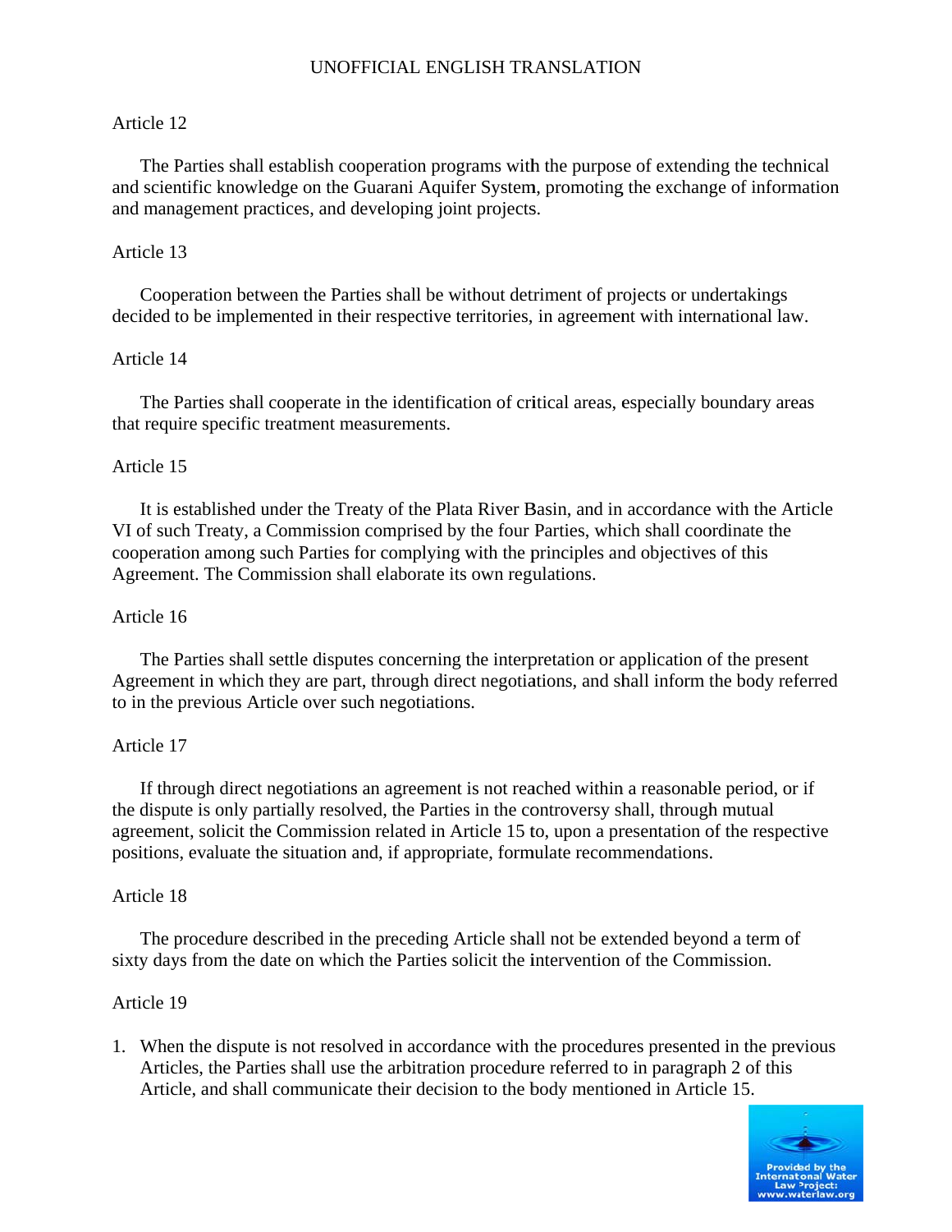Article 12

The Parties shall establish cooperation programs with the purpose of extending the technical and scientific knowledge on the Guarani Aquifer System, promoting the exchange of information and management practices, and developing joint projects.

Article 13

Cooperation between the Parties shall be without detriment of projects or undertakings decided to be implemented in their respective territories, in agreement with international law.

Article 14

The Parties shall cooperate in the identification of critical areas, especially boundary areas that require specific treatment measurements.

Article 15

It is established under the Treaty of the Plata River Basin, and in accordance with the Article VI of such Treaty, a Commission comprised by the four Parties, which shall coordinate the cooperation among such Parties for complying with the principles and objectives of this Agreement. The Commission shall elaborate its own regulations.

Article 16

The Parties shall settle disputes concerning the interpretation or application of the present Agreement in which they are part, through direct negotiations, and shall inform the body referred to in the previous Article over such negotiations.

Article 17

If through direct negotiations an agreement is not reached within a reasonable period, or if the dispute is only partially resolved, the Parties in the controversy shall, through mutual agreement, solicit the Commission related in Article 15 to, upon a presentation of the respective positions, evaluate the situation and, if appropriate, formulate recommendations.

Article 18

The procedure described in the preceding Article shall not be extended beyond a term of sixty days from the date on which the Parties solicit the intervention of the Commission.

Article 19

1. When the dispute is not resolved in accordance with the procedures presented in the previous Articles, the Parties shall use the arbitration procedure referred to in paragraph 2 of this Article, and shall communicate their decision to the body mentioned in Article 15.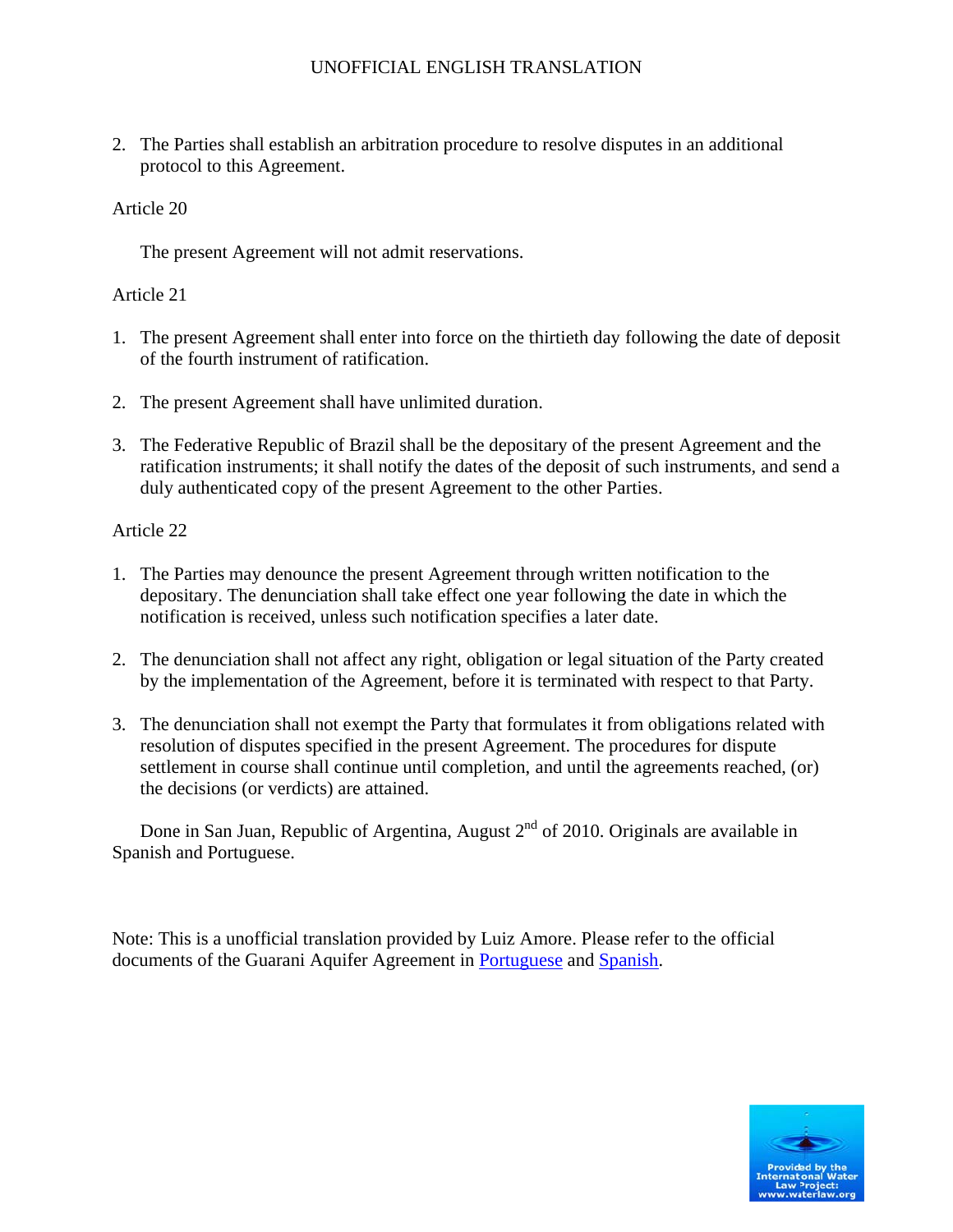2. The Parties shall establish an arbitration procedure to resolve disputes in an additional protocol to this Agreement.

Article 20

The present Agreement will not admit reservations.

Article 21

1. The present Agreement shall enter into force on the thirtieth day following the date of deposit of the fourth instrument of ratification.

2. The present Agreement shall have unlimited duration.

3. The Federative Republic of Brazil shall be the depositary of the present Agreement and the ratification instruments; it shall notify the dates of the deposit of such instruments, and send a duly authenticated copy of the present Agreement to the other Parties.

Article 22

1. The Parties may denounce the present Agreement through written notification to the depositary. The denunciation shall take effect one year following the date in which the notification is received, unless such notification specifies a later date.

2. The denunciation shall not affect any right, obligation or legal situation of the Party created by the implementation of the Agreement, before it is terminated with respect to that Party.

3. The denunciation shall not exempt the Party that formulates it from obligations related with resolution of disputes specified in the present Agreement. The procedures for dispute settlement in course shall continue until completion, and until the agreements reached, (or) the decisions (or verdicts) are attained.

Done in San Juan, Republic of Argentina, August 2nd of 2010. Originals are available in Spanish and Portuguese.

Note: This is a unofficial translation provided by Luiz Amore. Please refer to the official documents of the Guarani Aquifer Agreement in Portuguese and Spanish.

Provided by the International Water Law Project: www.waterlaw.org